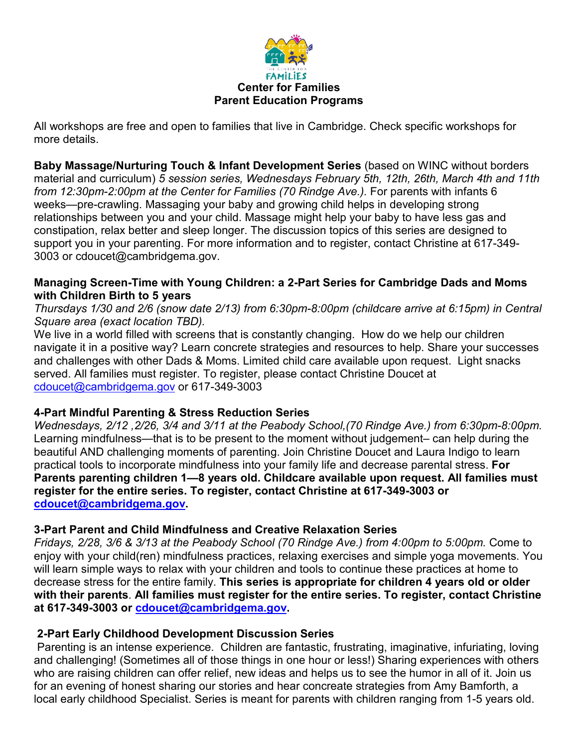# Center for Families
## Parent Education Programs

All workshops are free and open to families that live in Cambridge. Check specific workshops for more details.

**Baby Massage/Nurturing Touch & Infant Development Series** (based on WINC without borders material and curriculum) *5 session series, Wednesdays February 5th, 12th, 26th, March 4th and 11th from 12:30pm-2:00pm at the Center for Families (70 Rindge Ave.).* For parents with infants 6 weeks—pre-crawling. Massaging your baby and growing child helps in developing strong relationships between you and your child. Massage might help your baby to have less gas and constipation, relax better and sleep longer. The discussion topics of this series are designed to support you in your parenting. For more information and to register, contact Christine at 617-349-3003 or cdoucet@cambridgema.gov.

**Managing Screen-Time with Young Children: a 2-Part Series for Cambridge Dads and Moms with Children Birth to 5 years**

*Thursdays 1/30 and 2/6 (snow date 2/13) from 6:30pm-8:00pm (childcare arrive at 6:15pm) in Central Square area (exact location TBD).*

We live in a world filled with screens that is constantly changing. How do we help our children navigate it in a positive way? Learn concrete strategies and resources to help. Share your successes and challenges with other Dads & Moms. Limited child care available upon request. Light snacks served. All families must register. To register, please contact Christine Doucet at cdoucet@cambridgema.gov or 617-349-3003

**4-Part Mindful Parenting & Stress Reduction Series**

*Wednesdays, 2/12 ,2/26, 3/4 and 3/11 at the Peabody School,(70 Rindge Ave.) from 6:30pm-8:00pm.* Learning mindfulness—that is to be present to the moment without judgement– can help during the beautiful AND challenging moments of parenting. Join Christine Doucet and Laura Indigo to learn practical tools to incorporate mindfulness into your family life and decrease parental stress. **For Parents parenting children 1—8 years old. Childcare available upon request. All families must register for the entire series. To register, contact Christine at 617-349-3003 or cdoucet@cambridgema.gov.**

**3-Part Parent and Child Mindfulness and Creative Relaxation Series**

*Fridays, 2/28, 3/6 & 3/13 at the Peabody School (70 Rindge Ave.) from 4:00pm to 5:00pm.* Come to enjoy with your child(ren) mindfulness practices, relaxing exercises and simple yoga movements. You will learn simple ways to relax with your children and tools to continue these practices at home to decrease stress for the entire family. **This series is appropriate for children 4 years old or older with their parents**. **All families must register for the entire series. To register, contact Christine at 617-349-3003 or cdoucet@cambridgema.gov.**

**2-Part Early Childhood Development Discussion Series**

Parenting is an intense experience. Children are fantastic, frustrating, imaginative, infuriating, loving and challenging! (Sometimes all of those things in one hour or less!) Sharing experiences with others who are raising children can offer relief, new ideas and helps us to see the humor in all of it. Join us for an evening of honest sharing our stories and hear concrete strategies from Amy Bamforth, a local early childhood Specialist. Series is meant for parents with children ranging from 1-5 years old.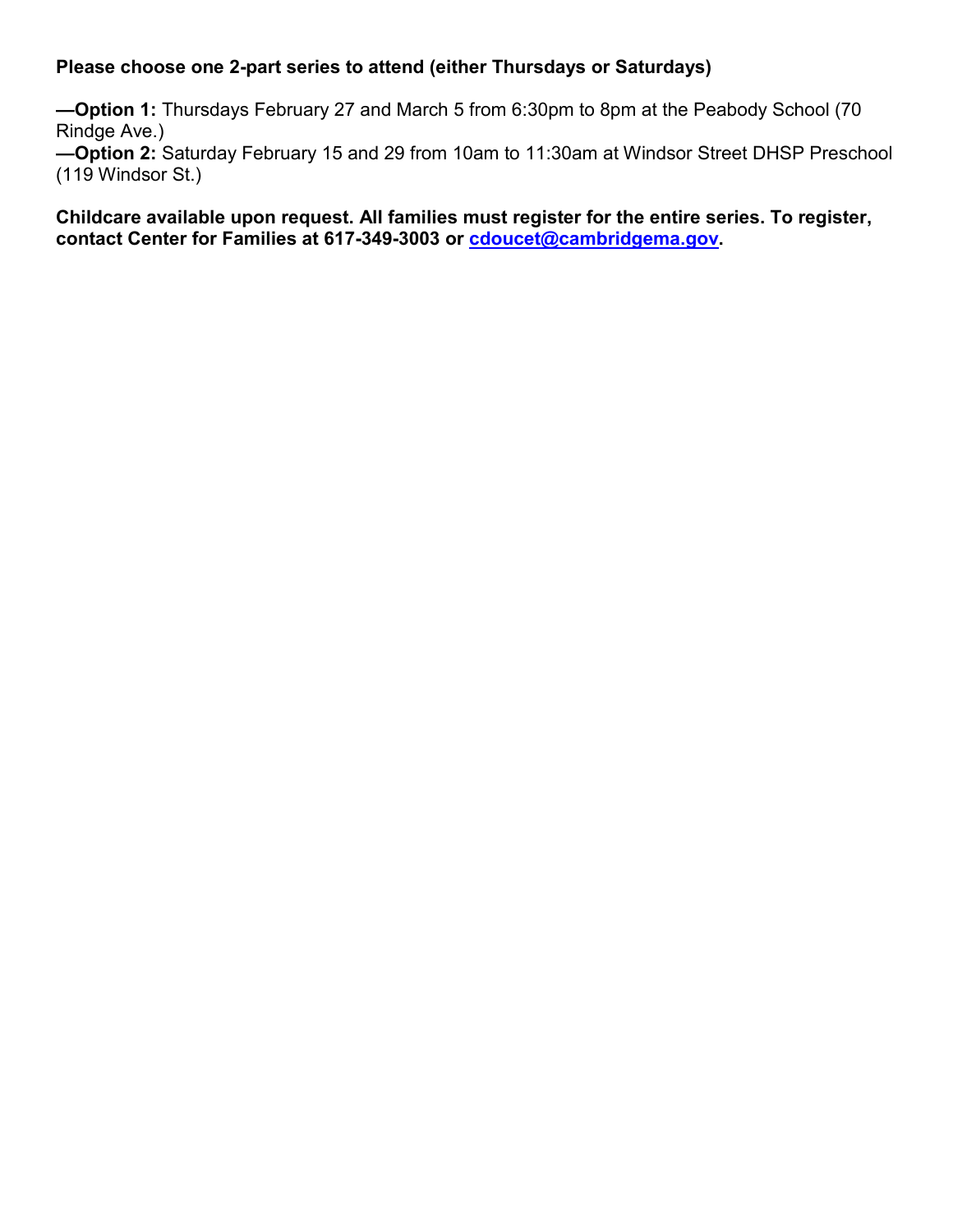**Please choose one 2-part series to attend (either Thursdays or Saturdays)**

**—Option 1:** Thursdays February 27 and March 5 from 6:30pm to 8pm at the Peabody School (70 Rindge Ave.)
**—Option 2:** Saturday February 15 and 29 from 10am to 11:30am at Windsor Street DHSP Preschool (119 Windsor St.)

**Childcare available upon request. All families must register for the entire series. To register, contact Center for Families at 617-349-3003 or [cdoucet@cambridgema.gov](mailto:cdoucet@cambridgema.gov).**